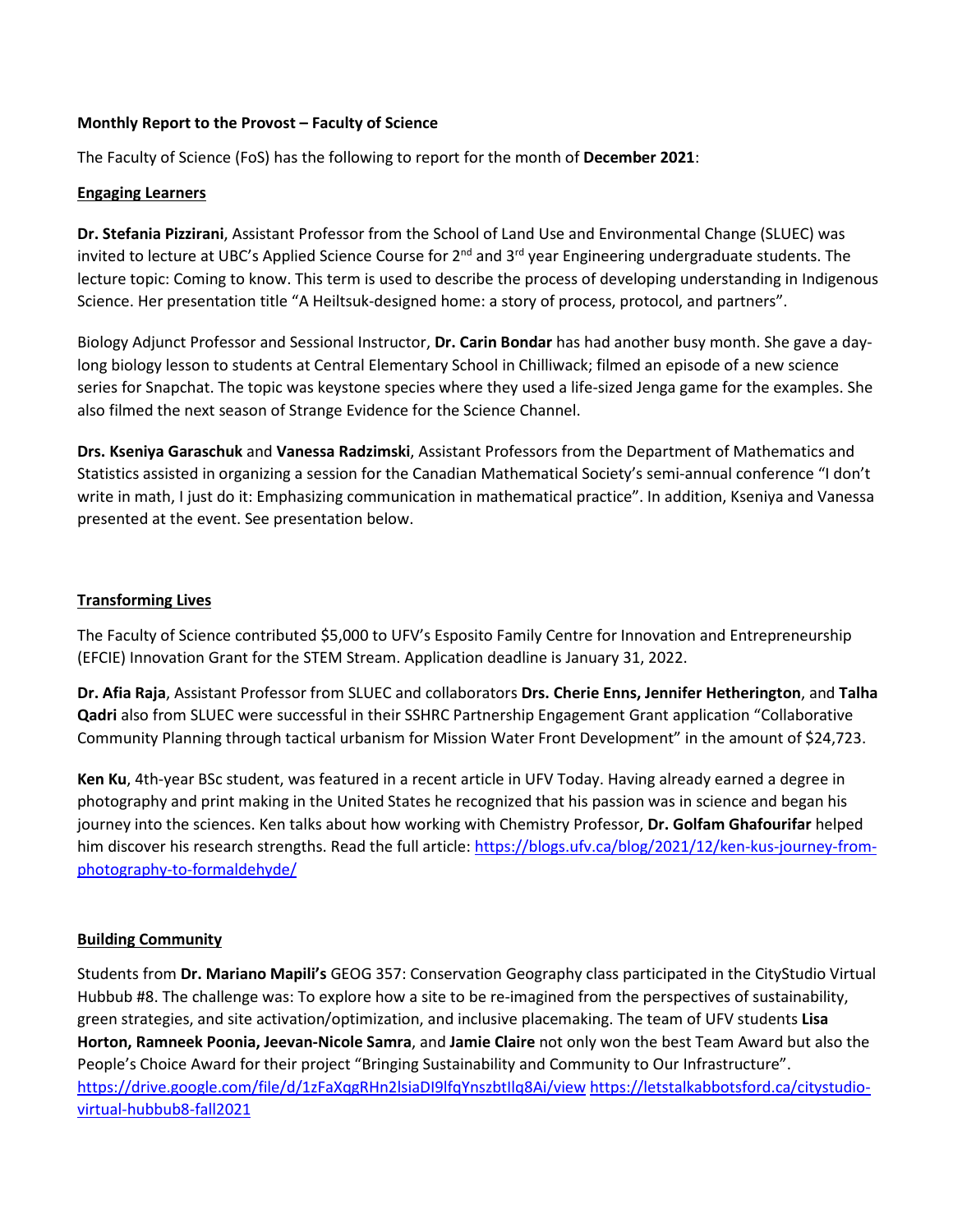**Monthly Report to the Provost – Faculty of Science**

The Faculty of Science (FoS) has the following to report for the month of **December 2021**:

**Engaging Learners**

**Dr. Stefania Pizzirani**, Assistant Professor from the School of Land Use and Environmental Change (SLUEC) was invited to lecture at UBC's Applied Science Course for 2nd and 3rd year Engineering undergraduate students. The lecture topic: Coming to know. This term is used to describe the process of developing understanding in Indigenous Science. Her presentation title "A Heiltsuk-designed home: a story of process, protocol, and partners".

Biology Adjunct Professor and Sessional Instructor, **Dr. Carin Bondar** has had another busy month. She gave a day-long biology lesson to students at Central Elementary School in Chilliwack; filmed an episode of a new science series for Snapchat. The topic was keystone species where they used a life-sized Jenga game for the examples. She also filmed the next season of Strange Evidence for the Science Channel.

**Drs. Kseniya Garaschuk** and **Vanessa Radzimski**, Assistant Professors from the Department of Mathematics and Statistics assisted in organizing a session for the Canadian Mathematical Society's semi-annual conference "I don't write in math, I just do it: Emphasizing communication in mathematical practice". In addition, Kseniya and Vanessa presented at the event. See presentation below.

**Transforming Lives**

The Faculty of Science contributed $5,000 to UFV's Esposito Family Centre for Innovation and Entrepreneurship (EFCIE) Innovation Grant for the STEM Stream. Application deadline is January 31, 2022.

**Dr. Afia Raja**, Assistant Professor from SLUEC and collaborators **Drs. Cherie Enns, Jennifer Hetherington**, and **Talha Qadri** also from SLUEC were successful in their SSHRC Partnership Engagement Grant application "Collaborative Community Planning through tactical urbanism for Mission Water Front Development" in the amount of $24,723.

**Ken Ku**, 4th-year BSc student, was featured in a recent article in UFV Today. Having already earned a degree in photography and print making in the United States he recognized that his passion was in science and began his journey into the sciences. Ken talks about how working with Chemistry Professor, **Dr. Golfam Ghafourifar** helped him discover his research strengths. Read the full article: https://blogs.ufv.ca/blog/2021/12/ken-kus-journey-from-photography-to-formaldehyde/

**Building Community**

Students from **Dr. Mariano Mapili's** GEOG 357: Conservation Geography class participated in the CityStudio Virtual Hubbub #8. The challenge was: To explore how a site to be re-imagined from the perspectives of sustainability, green strategies, and site activation/optimization, and inclusive placemaking. The team of UFV students **Lisa Horton, Ramneek Poonia, Jeevan-Nicole Samra**, and **Jamie Claire** not only won the best Team Award but also the People's Choice Award for their project "Bringing Sustainability and Community to Our Infrastructure". https://drive.google.com/file/d/1zFaXqgRHn2lsiaDI9lfqYnszbtIlq8Ai/view https://letstalkabbotsford.ca/citystudio-virtual-hubbub8-fall2021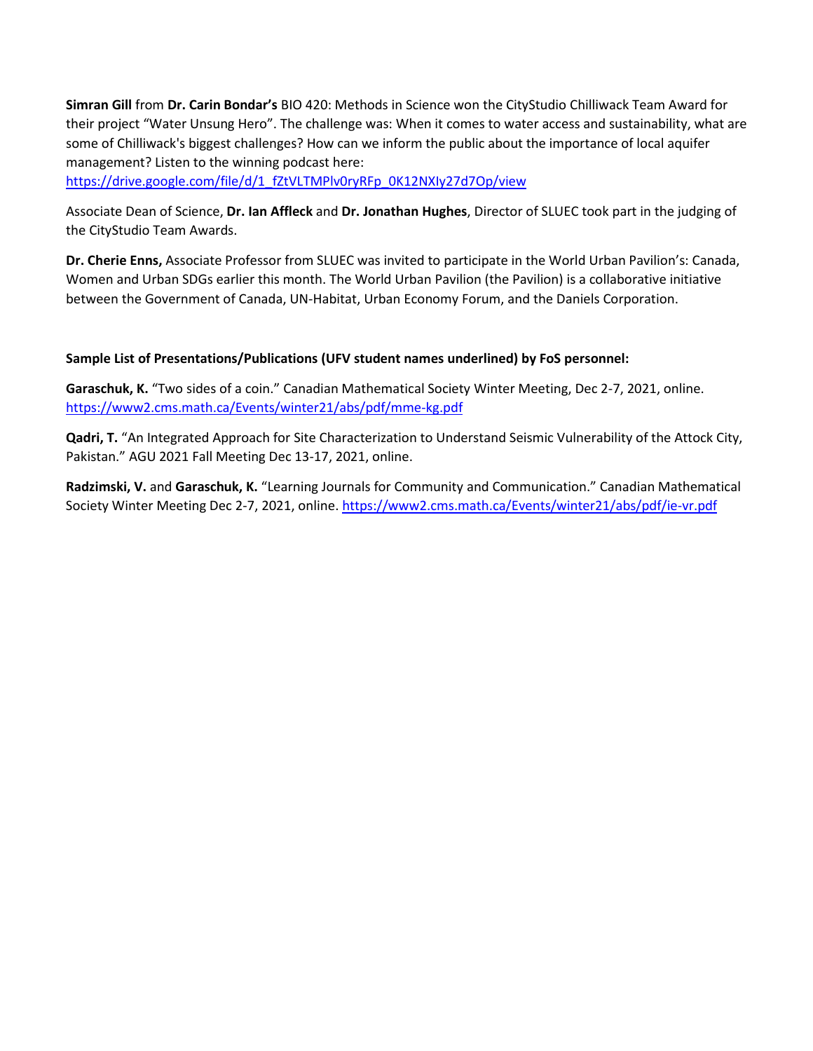**Simran Gill** from **Dr. Carin Bondar's** BIO 420: Methods in Science won the CityStudio Chilliwack Team Award for their project "Water Unsung Hero". The challenge was: When it comes to water access and sustainability, what are some of Chilliwack's biggest challenges? How can we inform the public about the importance of local aquifer management? Listen to the winning podcast here: https://drive.google.com/file/d/1_fZtVLTMPlv0ryRFp_0K12NXIy27d7Op/view

Associate Dean of Science, **Dr. Ian Affleck** and **Dr. Jonathan Hughes**, Director of SLUEC took part in the judging of the CityStudio Team Awards.

**Dr. Cherie Enns,** Associate Professor from SLUEC was invited to participate in the World Urban Pavilion's: Canada, Women and Urban SDGs earlier this month. The World Urban Pavilion (the Pavilion) is a collaborative initiative between the Government of Canada, UN-Habitat, Urban Economy Forum, and the Daniels Corporation.

**Sample List of Presentations/Publications (UFV student names underlined) by FoS personnel:**

**Garaschuk, K.** "Two sides of a coin." Canadian Mathematical Society Winter Meeting, Dec 2-7, 2021, online. https://www2.cms.math.ca/Events/winter21/abs/pdf/mme-kg.pdf

**Qadri, T.** "An Integrated Approach for Site Characterization to Understand Seismic Vulnerability of the Attock City, Pakistan." AGU 2021 Fall Meeting Dec 13-17, 2021, online.

**Radzimski, V.** and **Garaschuk, K.** "Learning Journals for Community and Communication." Canadian Mathematical Society Winter Meeting Dec 2-7, 2021, online. https://www2.cms.math.ca/Events/winter21/abs/pdf/ie-vr.pdf